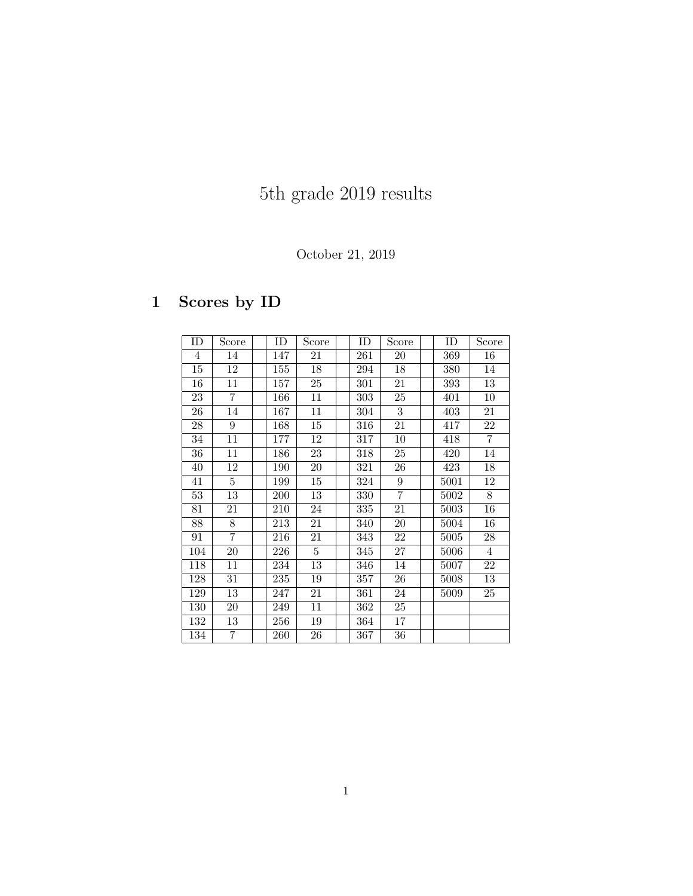# 5th grade 2019 results

October 21, 2019

## 1 Scores by ID

| ID | Score | | ID | Score | | ID | Score | | ID | Score |
|---|---|---|---|---|---|---|---|---|---|---|
| 4 | 14 | | 147 | 21 | | 261 | 20 | | 369 | 16 |
| 15 | 12 | | 155 | 18 | | 294 | 18 | | 380 | 14 |
| 16 | 11 | | 157 | 25 | | 301 | 21 | | 393 | 13 |
| 23 | 7 | | 166 | 11 | | 303 | 25 | | 401 | 10 |
| 26 | 14 | | 167 | 11 | | 304 | 3 | | 403 | 21 |
| 28 | 9 | | 168 | 15 | | 316 | 21 | | 417 | 22 |
| 34 | 11 | | 177 | 12 | | 317 | 10 | | 418 | 7 |
| 36 | 11 | | 186 | 23 | | 318 | 25 | | 420 | 14 |
| 40 | 12 | | 190 | 20 | | 321 | 26 | | 423 | 18 |
| 41 | 5 | | 199 | 15 | | 324 | 9 | | 5001 | 12 |
| 53 | 13 | | 200 | 13 | | 330 | 7 | | 5002 | 8 |
| 81 | 21 | | 210 | 24 | | 335 | 21 | | 5003 | 16 |
| 88 | 8 | | 213 | 21 | | 340 | 20 | | 5004 | 16 |
| 91 | 7 | | 216 | 21 | | 343 | 22 | | 5005 | 28 |
| 104 | 20 | | 226 | 5 | | 345 | 27 | | 5006 | 4 |
| 118 | 11 | | 234 | 13 | | 346 | 14 | | 5007 | 22 |
| 128 | 31 | | 235 | 19 | | 357 | 26 | | 5008 | 13 |
| 129 | 13 | | 247 | 21 | | 361 | 24 | | 5009 | 25 |
| 130 | 20 | | 249 | 11 | | 362 | 25 | | | |
| 132 | 13 | | 256 | 19 | | 364 | 17 | | | |
| 134 | 7 | | 260 | 26 | | 367 | 36 | | | |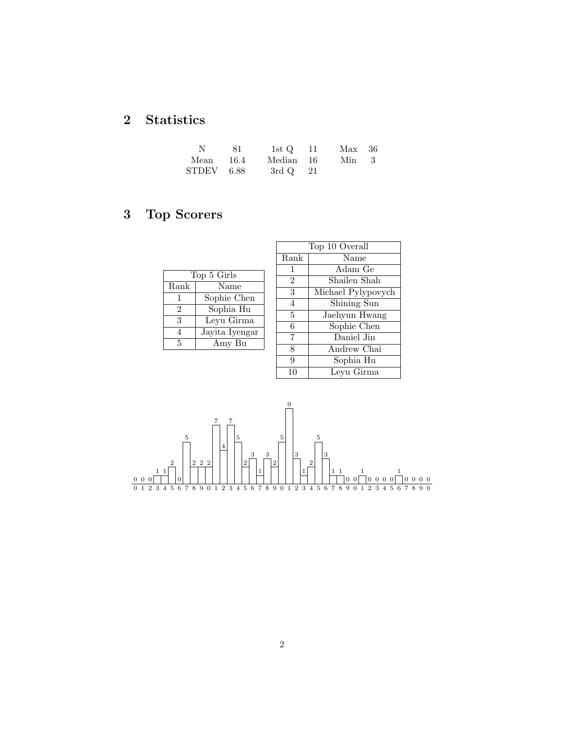## 2 Statistics

| | | | | | |
|---|---|---|---|---|---|
| N | 81 | 1st Q | 11 | Max | 36 |
| Mean | 16.4 | Median | 16 | Min | 3 |
| STDEV | 6.88 | 3rd Q | 21 | | |

## 3 Top Scorers

| Top 5 Girls | |
|---|---|
| Rank | Name |
| 1 | Sophie Chen |
| 2 | Sophia Hu |
| 3 | Leyu Girma |
| 4 | Jayita Iyengar |
| 5 | Amy Bu |

| Top 10 Overall | |
|---|---|
| Rank | Name |
| 1 | Adam Ge |
| 2 | Shailen Shah |
| 3 | Michael Pylypovych |
| 4 | Shining Sun |
| 5 | Jaehyun Hwang |
| 6 | Sophie Chen |
| 7 | Daniel Jin |
| 8 | Andrew Chai |
| 9 | Sophia Hu |
| 10 | Leyu Girma |

0 0 0 1 1 2 0 5 2 2 2 7 4 7 5 2 3 1 3 2 5 9 3 1 2 5 3 1 1 0 0 1 0 0 0 0 1 0 0 0 0

0 1 2 3 4 5 6 7 8 9 0 1 2 3 4 5 6 7 8 9 0 1 2 3 4 5 6 7 8 9 0 1 2 3 4 5 6 7 8 9 0